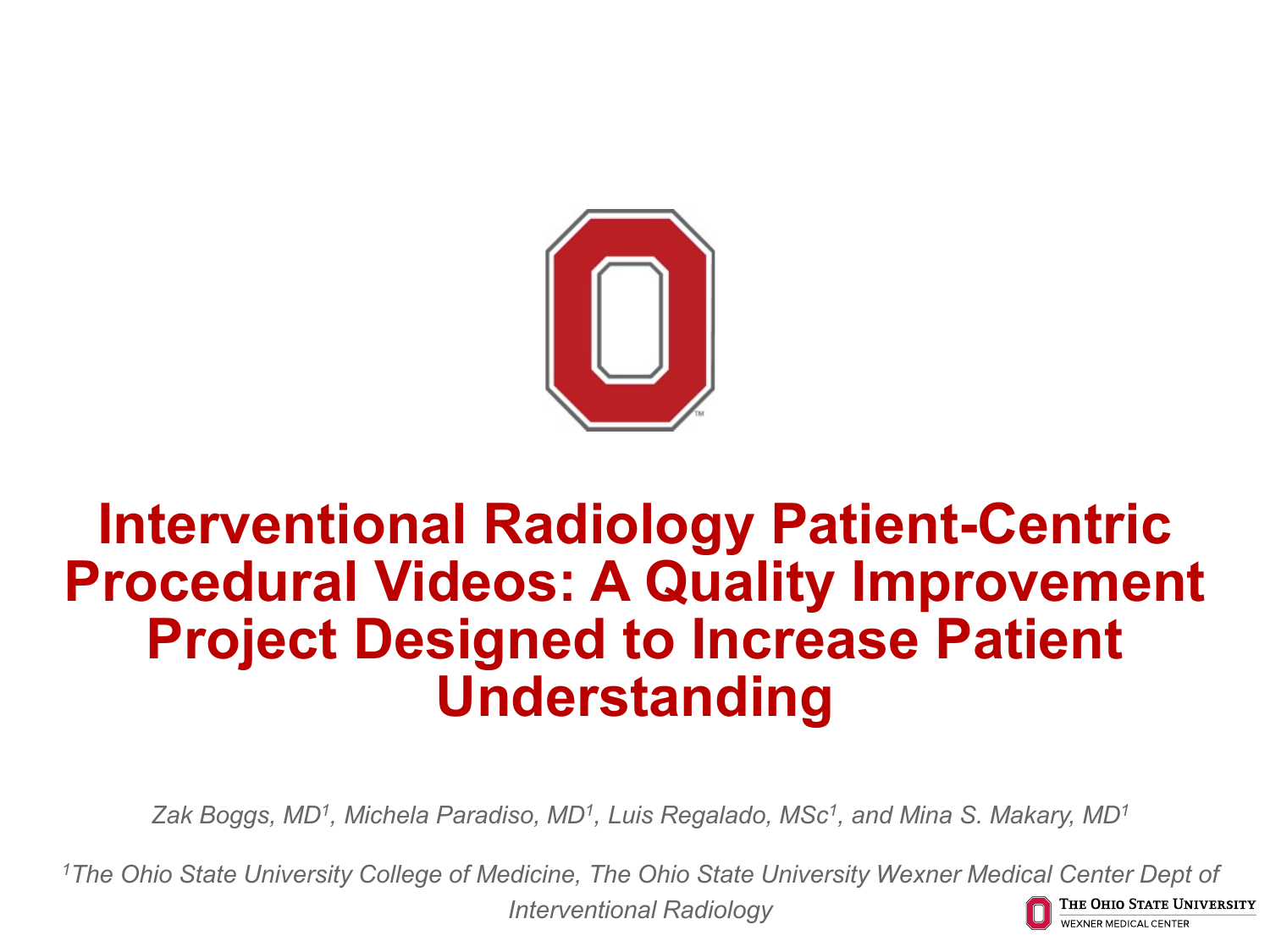# Interventional Radiology Patient-Centric Procedural Videos: A Quality Improvement Project Designed to Increase Patient Understanding

*Zak Boggs, MD[1], Michela Paradiso, MD[1], Luis Regalado, MSc[1], and Mina S. Makary, MD[1]*

*[1]The Ohio State University College of Medicine, The Ohio State University Wexner Medical Center Dept of Interventional Radiology*

The Ohio State University
Wexner Medical Center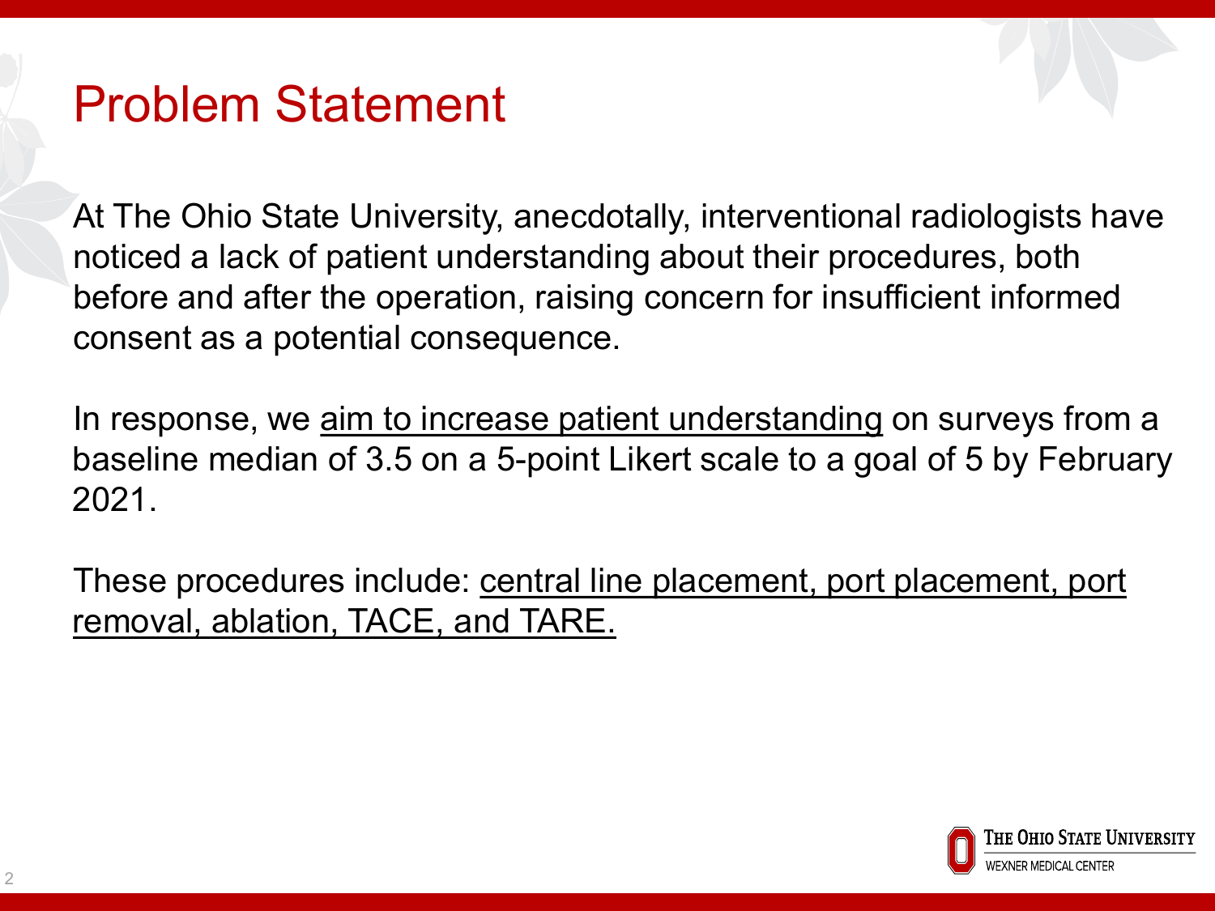# Problem Statement

At The Ohio State University, anecdotally, interventional radiologists have noticed a lack of patient understanding about their procedures, both before and after the operation, raising concern for insufficient informed consent as a potential consequence.

In response, we <u>aim to increase patient understanding</u> on surveys from a baseline median of 3.5 on a 5-point Likert scale to a goal of 5 by February 2021.

These procedures include: <u>central line placement, port placement, port removal, ablation, TACE, and TARE.</u>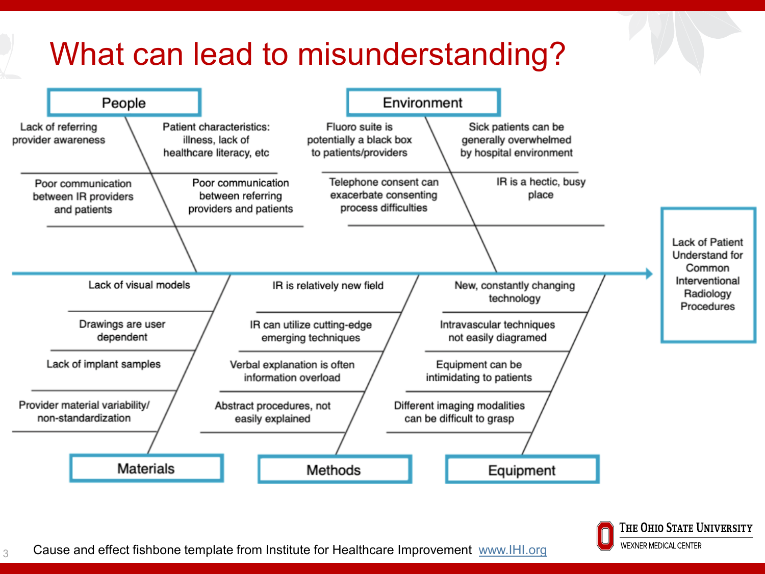# What can lead to misunderstanding?

## People

- Lack of referring provider awareness
- Patient characteristics: illness, lack of healthcare literacy, etc
- Poor communication between IR providers and patients
- Poor communication between referring providers and patients

## Environment

- Fluoro suite is potentially a black box to patients/providers
- Sick patients can be generally overwhelmed by hospital environment
- Telephone consent can exacerbate consenting process difficulties
- IR is a hectic, busy place

## Materials

- Lack of visual models
- Drawings are user dependent
- Lack of implant samples
- Provider material variability/ non-standardization

## Methods

- IR is relatively new field
- IR can utilize cutting-edge emerging techniques
- Verbal explanation is often information overload
- Abstract procedures, not easily explained

## Equipment

- New, constantly changing technology
- Intravascular techniques not easily diagramed
- Equipment can be intimidating to patients
- Different imaging modalities can be difficult to grasp

## Effect

Lack of Patient Understand for Common Interventional Radiology Procedures

Cause and effect fishbone template from Institute for Healthcare Improvement www.IHI.org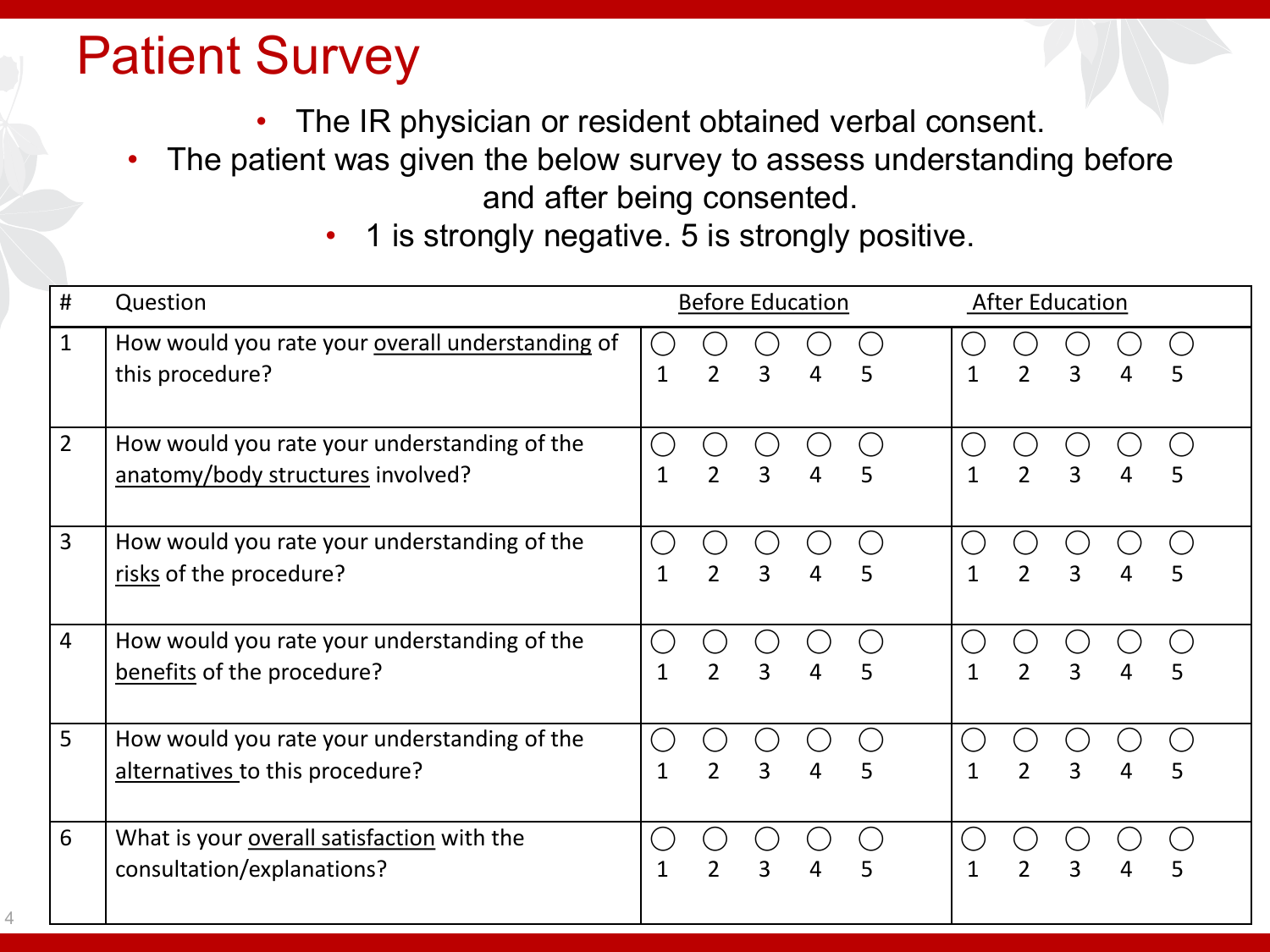# Patient Survey

- The IR physician or resident obtained verbal consent.
- The patient was given the below survey to assess understanding before and after being consented.
- 1 is strongly negative. 5 is strongly positive.

| # | Question | Before Education | After Education |
|---|---|---|---|
| 1 | How would you rate your overall understanding of this procedure? | ○ 1 ○ 2 ○ 3 ○ 4 ○ 5 | ○ 1 ○ 2 ○ 3 ○ 4 ○ 5 |
| 2 | How would you rate your understanding of the anatomy/body structures involved? | ○ 1 ○ 2 ○ 3 ○ 4 ○ 5 | ○ 1 ○ 2 ○ 3 ○ 4 ○ 5 |
| 3 | How would you rate your understanding of the risks of the procedure? | ○ 1 ○ 2 ○ 3 ○ 4 ○ 5 | ○ 1 ○ 2 ○ 3 ○ 4 ○ 5 |
| 4 | How would you rate your understanding of the benefits of the procedure? | ○ 1 ○ 2 ○ 3 ○ 4 ○ 5 | ○ 1 ○ 2 ○ 3 ○ 4 ○ 5 |
| 5 | How would you rate your understanding of the alternatives to this procedure? | ○ 1 ○ 2 ○ 3 ○ 4 ○ 5 | ○ 1 ○ 2 ○ 3 ○ 4 ○ 5 |
| 6 | What is your overall satisfaction with the consultation/explanations? | ○ 1 ○ 2 ○ 3 ○ 4 ○ 5 | ○ 1 ○ 2 ○ 3 ○ 4 ○ 5 |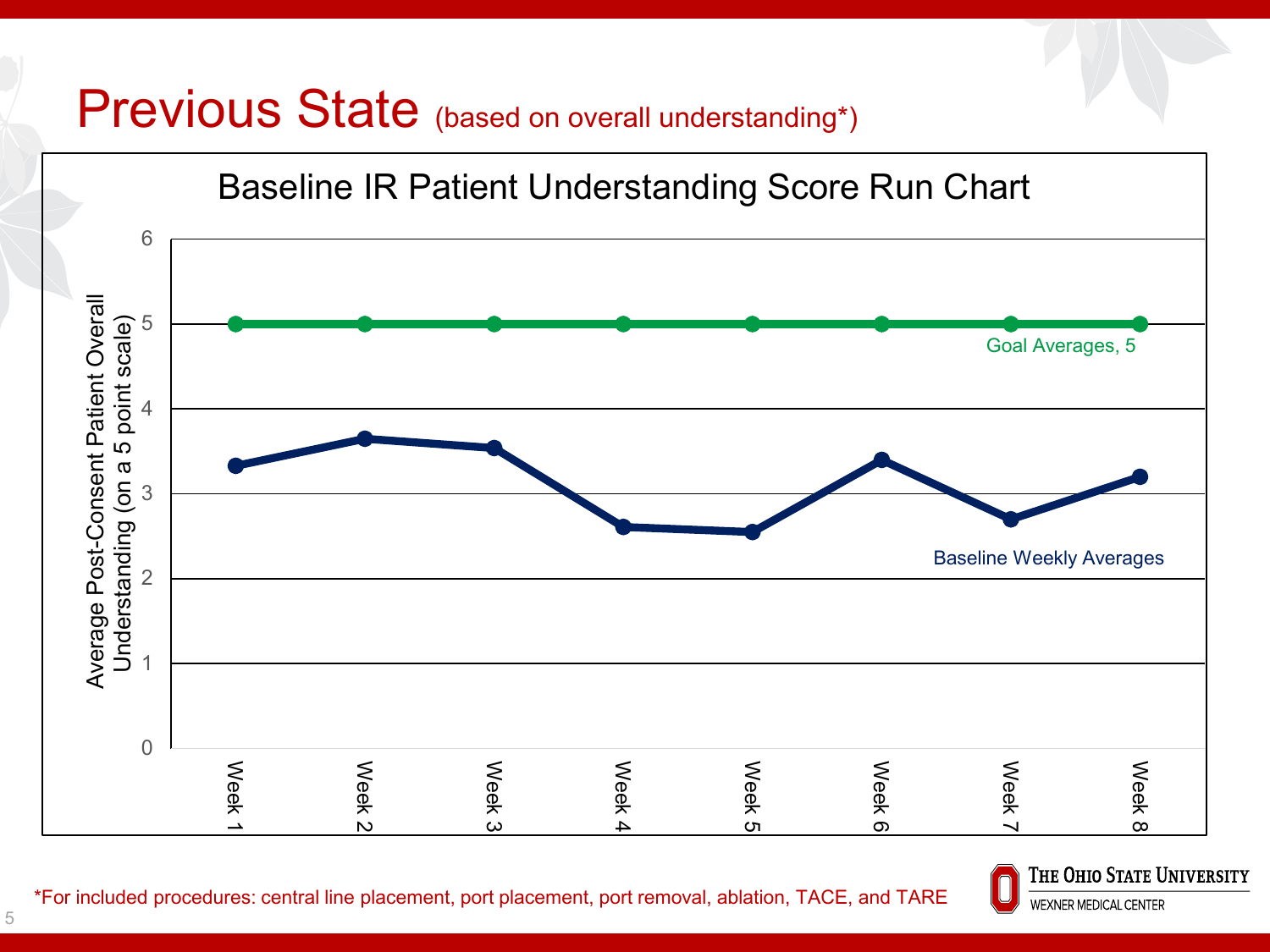# Previous State (based on overall understanding*)

## Baseline IR Patient Understanding Score Run Chart

Y-axis: Average Post-Consent Patient Overall Understanding (on a 5 point scale)

X-axis: Week 1, Week 2, Week 3, Week 4, Week 5, Week 6, Week 7, Week 8

Series: Goal Averages, 5; Baseline Weekly Averages

*For included procedures: central line placement, port placement, port removal, ablation, TACE, and TARE

The Ohio State University Wexner Medical Center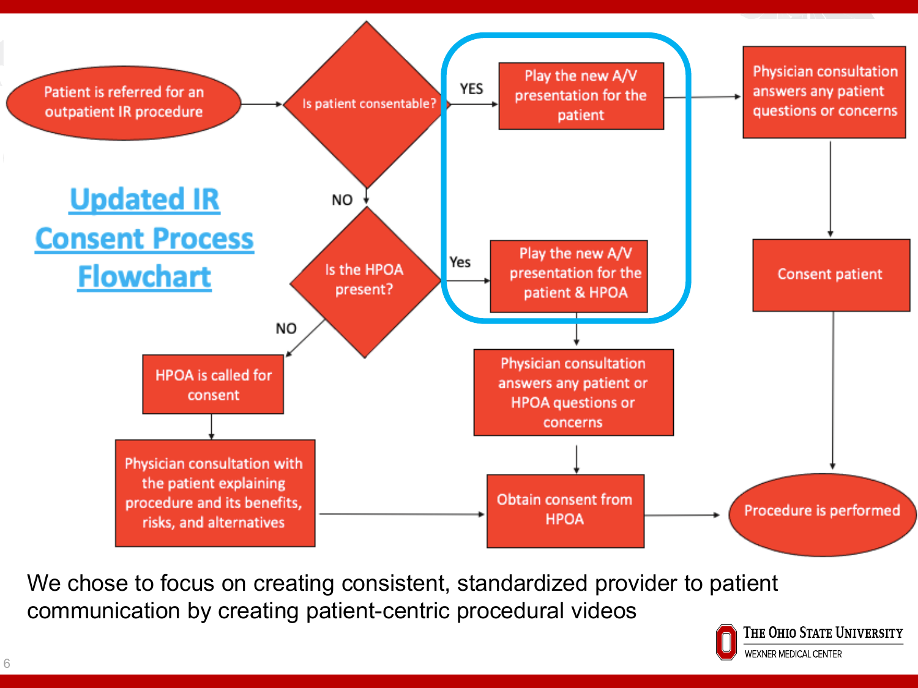# Updated IR Consent Process Flowchart

- Patient is referred for an outpatient IR procedure → Is patient consentable?
  - YES → Play the new A/V presentation for the patient → Physician consultation answers any patient questions or concerns → Consent patient → Procedure is performed
  - NO → Is the HPOA present?
    - Yes → Play the new A/V presentation for the patient & HPOA → Physician consultation answers any patient or HPOA questions or concerns → Obtain consent from HPOA → Procedure is performed
    - NO → HPOA is called for consent → Physician consultation with the patient explaining procedure and its benefits, risks, and alternatives → Obtain consent from HPOA → Procedure is performed

We chose to focus on creating consistent, standardized provider to patient communication by creating patient-centric procedural videos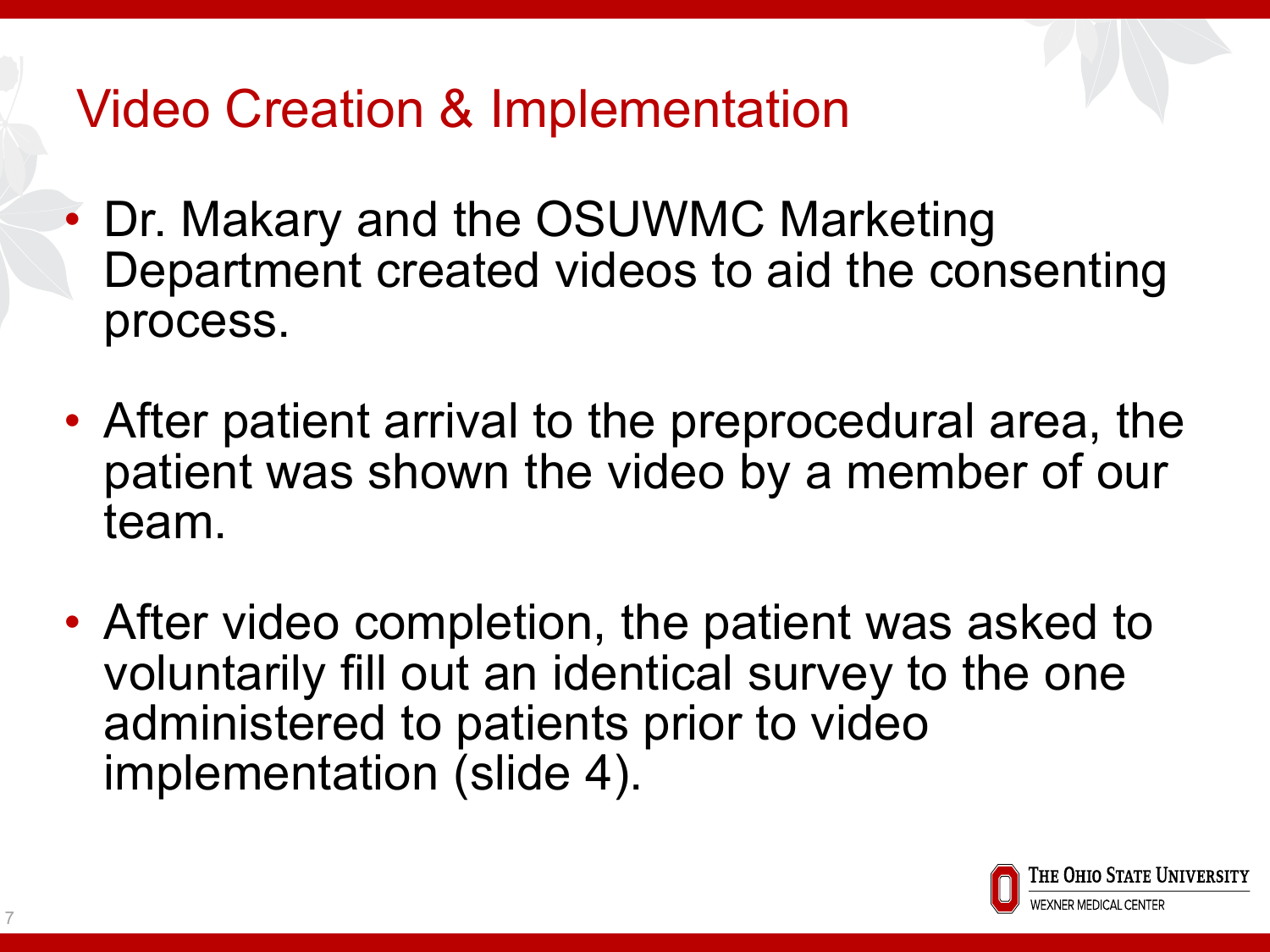# Video Creation & Implementation

- Dr. Makary and the OSUWMC Marketing Department created videos to aid the consenting process.
- After patient arrival to the preprocedural area, the patient was shown the video by a member of our team.
- After video completion, the patient was asked to voluntarily fill out an identical survey to the one administered to patients prior to video implementation (slide 4).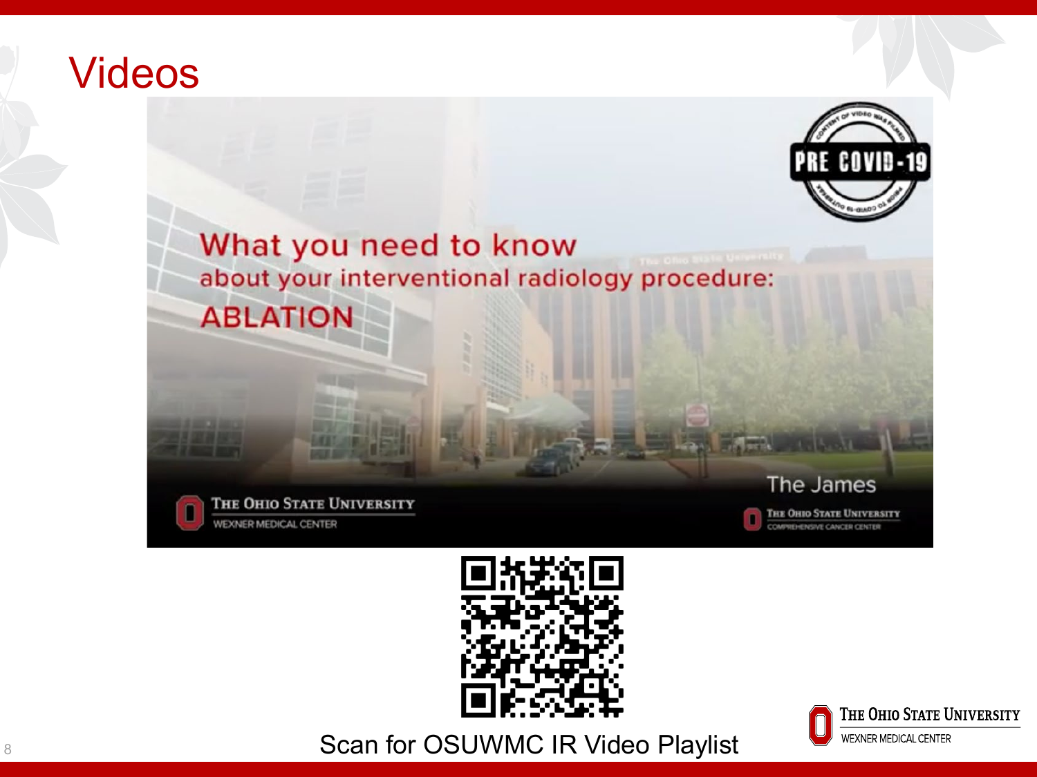# Videos

What you need to know
about your interventional radiology procedure:
ABLATION

Scan for OSUWMC IR Video Playlist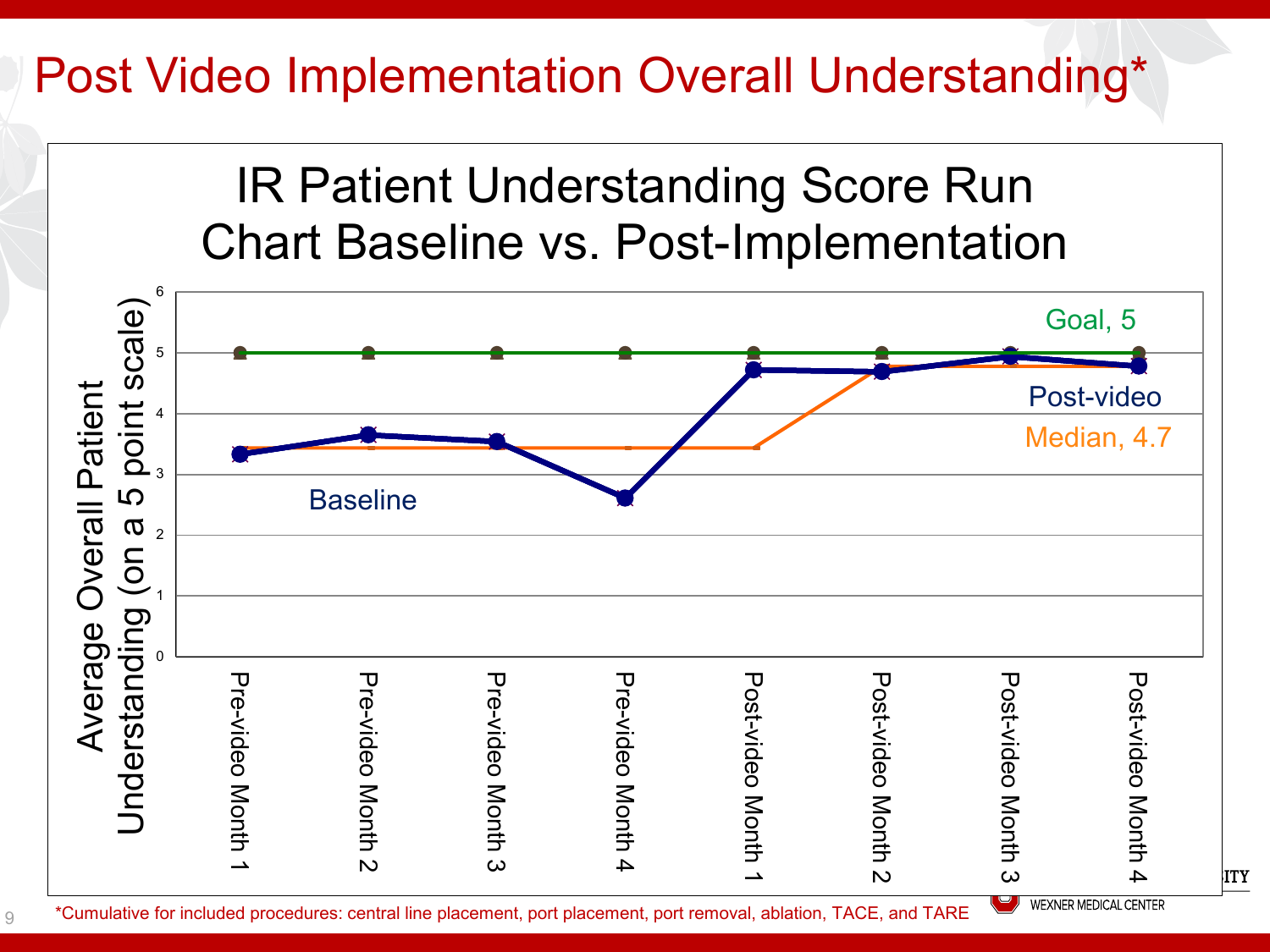# Post Video Implementation Overall Understanding*

**IR Patient Understanding Score Run Chart Baseline vs. Post-Implementation**

Y-axis: Average Overall Patient Understanding (on a 5 point scale)

Legend/labels: Goal, 5; Post-video; Median, 4.7; Baseline

X-axis: Pre-video Month 1, Pre-video Month 2, Pre-video Month 3, Pre-video Month 4, Post-video Month 1, Post-video Month 2, Post-video Month 3, Post-video Month 4

*Cumulative for included procedures: central line placement, port placement, port removal, ablation, TACE, and TARE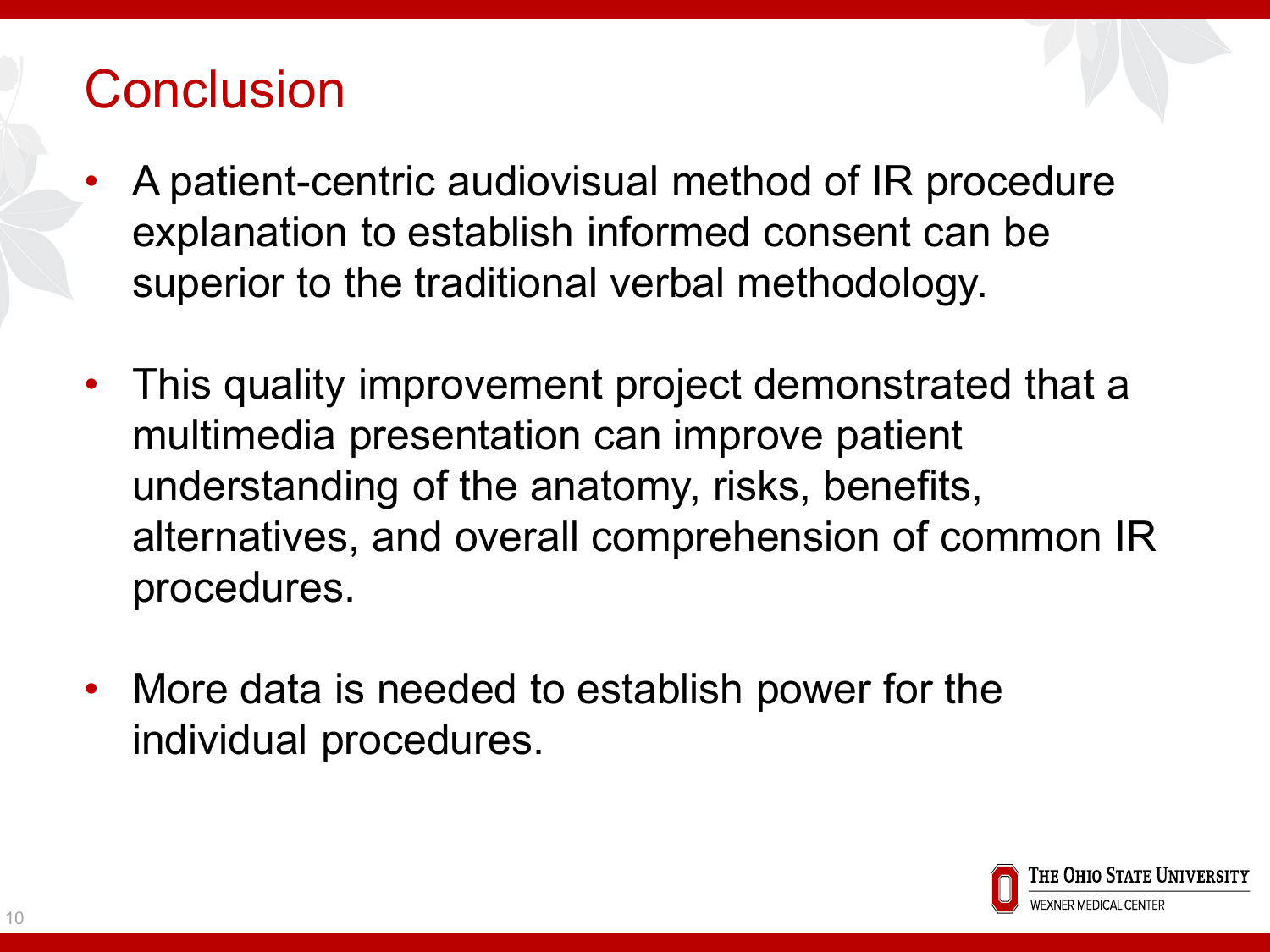# Conclusion

- A patient-centric audiovisual method of IR procedure explanation to establish informed consent can be superior to the traditional verbal methodology.
- This quality improvement project demonstrated that a multimedia presentation can improve patient understanding of the anatomy, risks, benefits, alternatives, and overall comprehension of common IR procedures.
- More data is needed to establish power for the individual procedures.